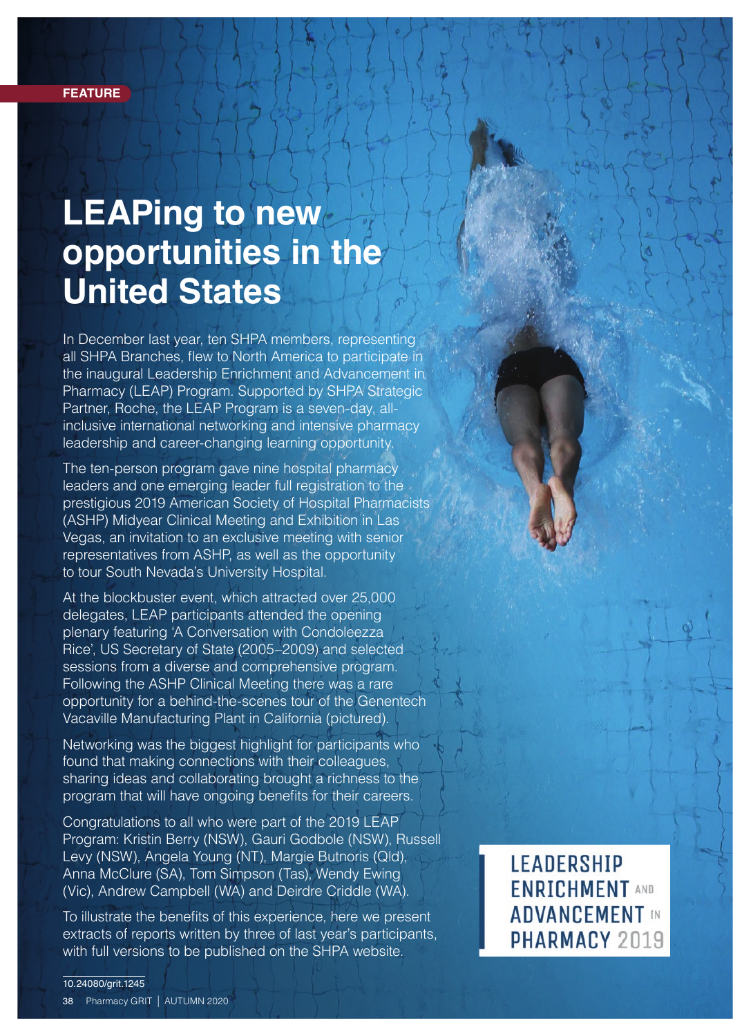FEATURE

# LEAPing to new opportunities in the United States

In December last year, ten SHPA members, representing all SHPA Branches, flew to North America to participate in the inaugural Leadership Enrichment and Advancement in Pharmacy (LEAP) Program. Supported by SHPA Strategic Partner, Roche, the LEAP Program is a seven-day, all-inclusive international networking and intensive pharmacy leadership and career-changing learning opportunity.

The ten-person program gave nine hospital pharmacy leaders and one emerging leader full registration to the prestigious 2019 American Society of Hospital Pharmacists (ASHP) Midyear Clinical Meeting and Exhibition in Las Vegas, an invitation to an exclusive meeting with senior representatives from ASHP, as well as the opportunity to tour South Nevada's University Hospital.

At the blockbuster event, which attracted over 25,000 delegates, LEAP participants attended the opening plenary featuring 'A Conversation with Condoleezza Rice', US Secretary of State (2005–2009) and selected sessions from a diverse and comprehensive program. Following the ASHP Clinical Meeting there was a rare opportunity for a behind-the-scenes tour of the Genentech Vacaville Manufacturing Plant in California (pictured).

Networking was the biggest highlight for participants who found that making connections with their colleagues, sharing ideas and collaborating brought a richness to the program that will have ongoing benefits for their careers.

Congratulations to all who were part of the 2019 LEAP Program: Kristin Berry (NSW), Gauri Godbole (NSW), Russell Levy (NSW), Angela Young (NT), Margie Butnoris (Qld), Anna McClure (SA), Tom Simpson (Tas), Wendy Ewing (Vic), Andrew Campbell (WA) and Deirdre Criddle (WA).

To illustrate the benefits of this experience, here we present extracts of reports written by three of last year's participants, with full versions to be published on the SHPA website.

LEADERSHIP ENRICHMENT AND ADVANCEMENT IN PHARMACY 2019

10.24080/grit.1245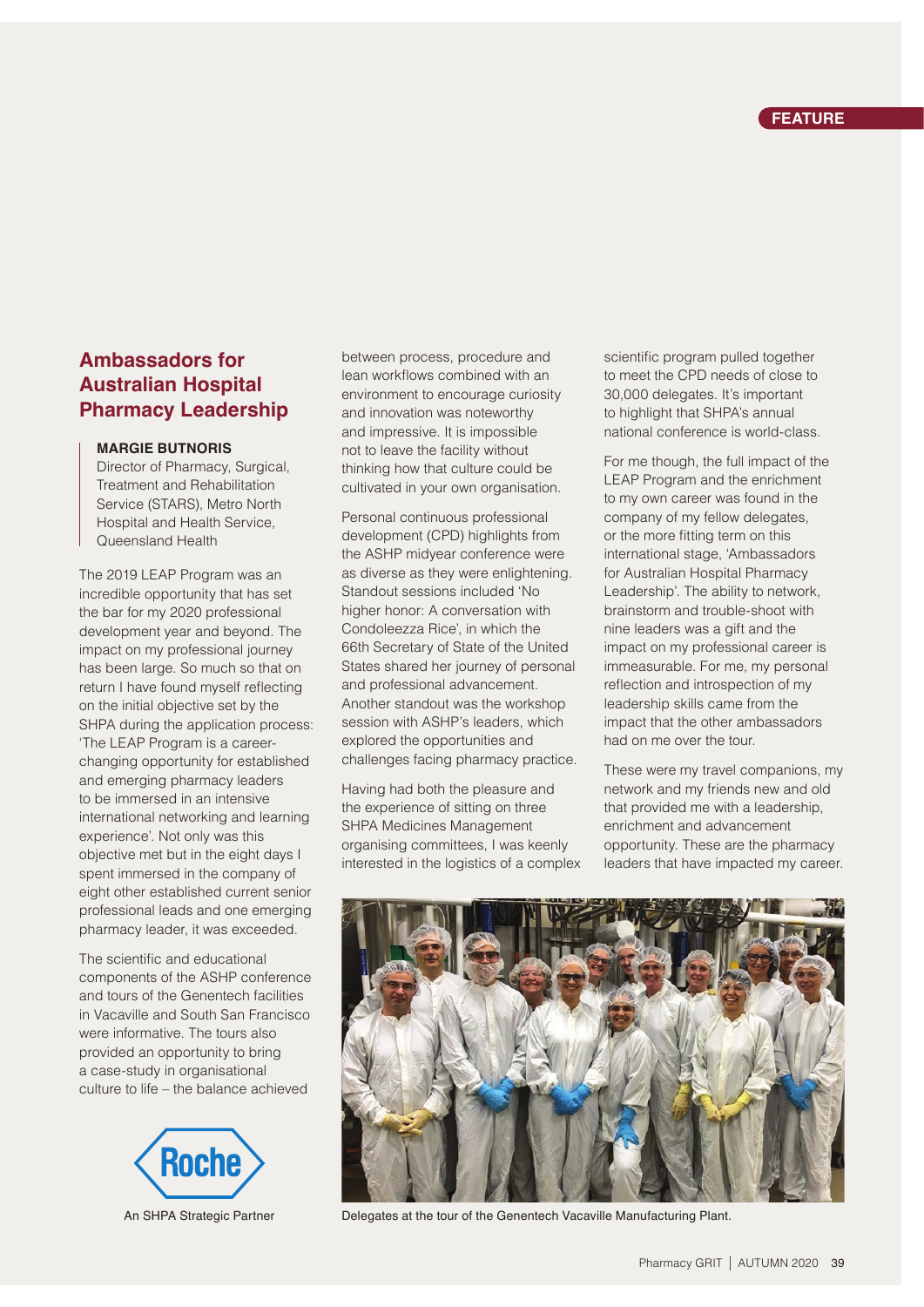## Ambassadors for Australian Hospital Pharmacy Leadership

**MARGIE BUTNORIS**
Director of Pharmacy, Surgical, Treatment and Rehabilitation Service (STARS), Metro North Hospital and Health Service, Queensland Health

The 2019 LEAP Program was an incredible opportunity that has set the bar for my 2020 professional development year and beyond. The impact on my professional journey has been large. So much so that on return I have found myself reflecting on the initial objective set by the SHPA during the application process: 'The LEAP Program is a career-changing opportunity for established and emerging pharmacy leaders to be immersed in an intensive international networking and learning experience'. Not only was this objective met but in the eight days I spent immersed in the company of eight other established current senior professional leads and one emerging pharmacy leader, it was exceeded.

The scientific and educational components of the ASHP conference and tours of the Genentech facilities in Vacaville and South San Francisco were informative. The tours also provided an opportunity to bring a case-study in organisational culture to life – the balance achieved between process, procedure and lean workflows combined with an environment to encourage curiosity and innovation was noteworthy and impressive. It is impossible not to leave the facility without thinking how that culture could be cultivated in your own organisation.

Personal continuous professional development (CPD) highlights from the ASHP midyear conference were as diverse as they were enlightening. Standout sessions included 'No higher honor: A conversation with Condoleezza Rice', in which the 66th Secretary of State of the United States shared her journey of personal and professional advancement. Another standout was the workshop session with ASHP's leaders, which explored the opportunities and challenges facing pharmacy practice.

Having had both the pleasure and the experience of sitting on three SHPA Medicines Management organising committees, I was keenly interested in the logistics of a complex scientific program pulled together to meet the CPD needs of close to 30,000 delegates. It's important to highlight that SHPA's annual national conference is world-class.

For me though, the full impact of the LEAP Program and the enrichment to my own career was found in the company of my fellow delegates, or the more fitting term on this international stage, 'Ambassadors for Australian Hospital Pharmacy Leadership'. The ability to network, brainstorm and trouble-shoot with nine leaders was a gift and the impact on my professional career is immeasurable. For me, my personal reflection and introspection of my leadership skills came from the impact that the other ambassadors had on me over the tour.

These were my travel companions, my network and my friends new and old that provided me with a leadership, enrichment and advancement opportunity. These are the pharmacy leaders that have impacted my career.

Delegates at the tour of the Genentech Vacaville Manufacturing Plant.

An SHPA Strategic Partner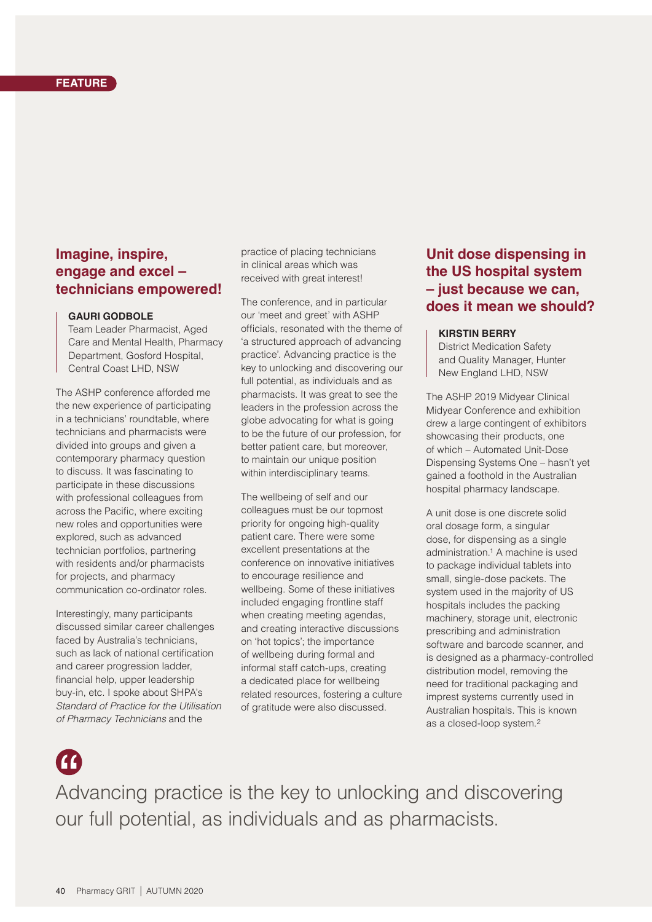FEATURE

## Imagine, inspire, engage and excel – technicians empowered!

**GAURI GODBOLE**
Team Leader Pharmacist, Aged Care and Mental Health, Pharmacy Department, Gosford Hospital, Central Coast LHD, NSW

The ASHP conference afforded me the new experience of participating in a technicians' roundtable, where technicians and pharmacists were divided into groups and given a contemporary pharmacy question to discuss. It was fascinating to participate in these discussions with professional colleagues from across the Pacific, where exciting new roles and opportunities were explored, such as advanced technician portfolios, partnering with residents and/or pharmacists for projects, and pharmacy communication co-ordinator roles.

Interestingly, many participants discussed similar career challenges faced by Australia's technicians, such as lack of national certification and career progression ladder, financial help, upper leadership buy-in, etc. I spoke about SHPA's *Standard of Practice for the Utilisation of Pharmacy Technicians* and the practice of placing technicians in clinical areas which was received with great interest!

The conference, and in particular our 'meet and greet' with ASHP officials, resonated with the theme of 'a structured approach of advancing practice'. Advancing practice is the key to unlocking and discovering our full potential, as individuals and as pharmacists. It was great to see the leaders in the profession across the globe advocating for what is going to be the future of our profession, for better patient care, but moreover, to maintain our unique position within interdisciplinary teams.

The wellbeing of self and our colleagues must be our topmost priority for ongoing high-quality patient care. There were some excellent presentations at the conference on innovative initiatives to encourage resilience and wellbeing. Some of these initiatives included engaging frontline staff when creating meeting agendas, and creating interactive discussions on 'hot topics'; the importance of wellbeing during formal and informal staff catch-ups, creating a dedicated place for wellbeing related resources, fostering a culture of gratitude were also discussed.

## Unit dose dispensing in the US hospital system – just because we can, does it mean we should?

**KIRSTIN BERRY**
District Medication Safety and Quality Manager, Hunter New England LHD, NSW

The ASHP 2019 Midyear Clinical Midyear Conference and exhibition drew a large contingent of exhibitors showcasing their products, one of which – Automated Unit-Dose Dispensing Systems One – hasn't yet gained a foothold in the Australian hospital pharmacy landscape.

A unit dose is one discrete solid oral dosage form, a singular dose, for dispensing as a single administration.[1] A machine is used to package individual tablets into small, single-dose packets. The system used in the majority of US hospitals includes the packing machinery, storage unit, electronic prescribing and administration software and barcode scanner, and is designed as a pharmacy-controlled distribution model, removing the need for traditional packaging and imprest systems currently used in Australian hospitals. This is known as a closed-loop system.[2]

> Advancing practice is the key to unlocking and discovering our full potential, as individuals and as pharmacists.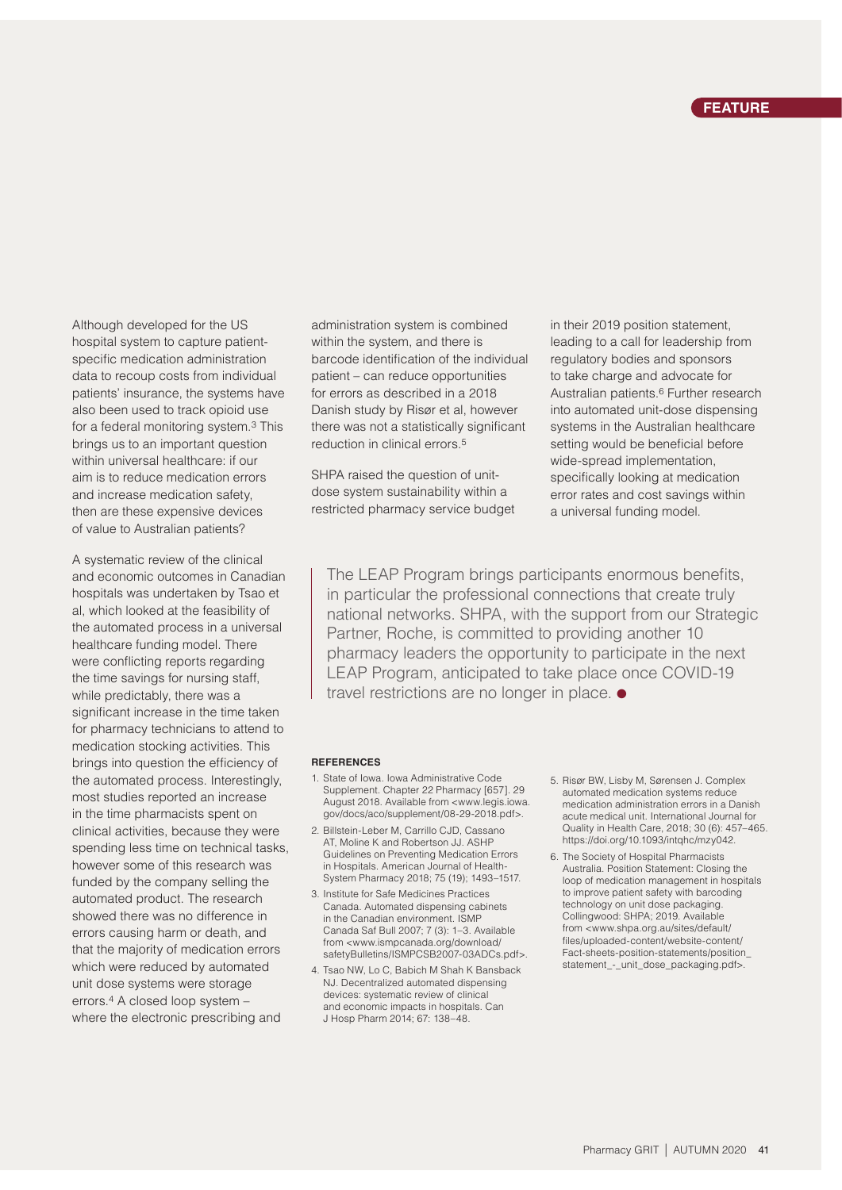Although developed for the US hospital system to capture patient-specific medication administration data to recoup costs from individual patients' insurance, the systems have also been used to track opioid use for a federal monitoring system.[3] This brings us to an important question within universal healthcare: if our aim is to reduce medication errors and increase medication safety, then are these expensive devices of value to Australian patients?

A systematic review of the clinical and economic outcomes in Canadian hospitals was undertaken by Tsao et al, which looked at the feasibility of the automated process in a universal healthcare funding model. There were conflicting reports regarding the time savings for nursing staff, while predictably, there was a significant increase in the time taken for pharmacy technicians to attend to medication stocking activities. This brings into question the efficiency of the automated process. Interestingly, most studies reported an increase in the time pharmacists spent on clinical activities, because they were spending less time on technical tasks, however some of this research was funded by the company selling the automated product. The research showed there was no difference in errors causing harm or death, and that the majority of medication errors which were reduced by automated unit dose systems were storage errors.[4] A closed loop system – where the electronic prescribing and administration system is combined within the system, and there is barcode identification of the individual patient – can reduce opportunities for errors as described in a 2018 Danish study by Risør et al, however there was not a statistically significant reduction in clinical errors.[5]

SHPA raised the question of unit-dose system sustainability within a restricted pharmacy service budget in their 2019 position statement, leading to a call for leadership from regulatory bodies and sponsors to take charge and advocate for Australian patients.[6] Further research into automated unit-dose dispensing systems in the Australian healthcare setting would be beneficial before wide-spread implementation, specifically looking at medication error rates and cost savings within a universal funding model.

> The LEAP Program brings participants enormous benefits, in particular the professional connections that create truly national networks. SHPA, with the support from our Strategic Partner, Roche, is committed to providing another 10 pharmacy leaders the opportunity to participate in the next LEAP Program, anticipated to take place once COVID-19 travel restrictions are no longer in place. ●

#### REFERENCES

1. State of Iowa. Iowa Administrative Code Supplement. Chapter 22 Pharmacy [657]. 29 August 2018. Available from <www.legis.iowa.gov/docs/aco/supplement/08-29-2018.pdf>.
2. Billstein-Leber M, Carrillo CJD, Cassano AT, Moline K and Robertson JJ. ASHP Guidelines on Preventing Medication Errors in Hospitals. American Journal of Health-System Pharmacy 2018; 75 (19); 1493–1517.
3. Institute for Safe Medicines Practices Canada. Automated dispensing cabinets in the Canadian environment. ISMP Canada Saf Bull 2007; 7 (3): 1–3. Available from <www.ismpcanada.org/download/safetyBulletins/ISMPCSB2007-03ADCs.pdf>.
4. Tsao NW, Lo C, Babich M Shah K Bansback NJ. Decentralized automated dispensing devices: systematic review of clinical and economic impacts in hospitals. Can J Hosp Pharm 2014; 67: 138–48.
5. Risør BW, Lisby M, Sørensen J. Complex automated medication systems reduce medication administration errors in a Danish acute medical unit. International Journal for Quality in Health Care, 2018; 30 (6): 457–465. https://doi.org/10.1093/intqhc/mzy042.
6. The Society of Hospital Pharmacists Australia. Position Statement: Closing the loop of medication management in hospitals to improve patient safety with barcoding technology on unit dose packaging. Collingwood: SHPA; 2019. Available from <www.shpa.org.au/sites/default/files/uploaded-content/website-content/Fact-sheets-position-statements/position_statement_-_unit_dose_packaging.pdf>.